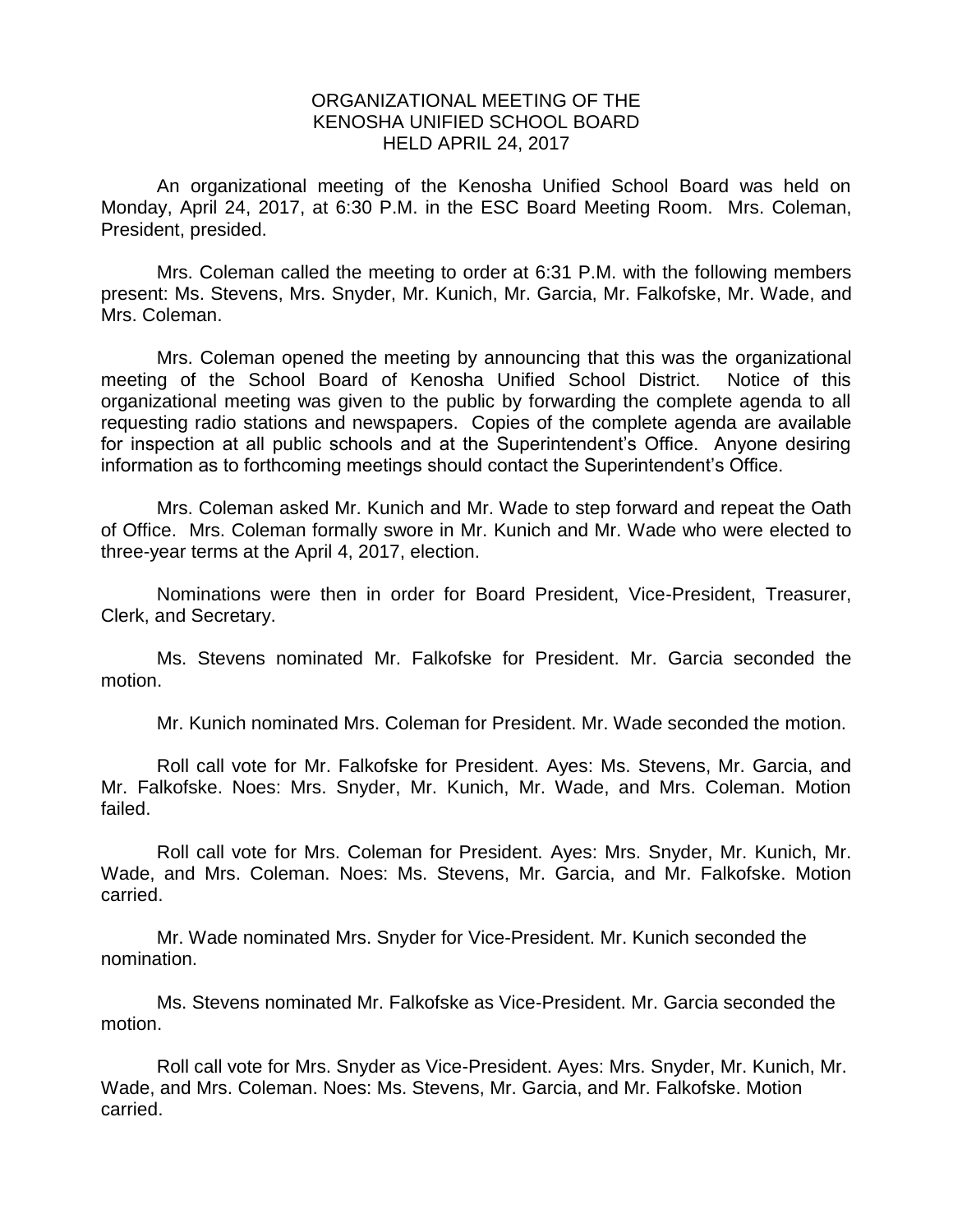# ORGANIZATIONAL MEETING OF THE KENOSHA UNIFIED SCHOOL BOARD HELD APRIL 24, 2017

An organizational meeting of the Kenosha Unified School Board was held on Monday, April 24, 2017, at 6:30 P.M. in the ESC Board Meeting Room. Mrs. Coleman, President, presided.

Mrs. Coleman called the meeting to order at 6:31 P.M. with the following members present: Ms. Stevens, Mrs. Snyder, Mr. Kunich, Mr. Garcia, Mr. Falkofske, Mr. Wade, and Mrs. Coleman.

Mrs. Coleman opened the meeting by announcing that this was the organizational meeting of the School Board of Kenosha Unified School District. Notice of this organizational meeting was given to the public by forwarding the complete agenda to all requesting radio stations and newspapers. Copies of the complete agenda are available for inspection at all public schools and at the Superintendent's Office. Anyone desiring information as to forthcoming meetings should contact the Superintendent's Office.

Mrs. Coleman asked Mr. Kunich and Mr. Wade to step forward and repeat the Oath of Office. Mrs. Coleman formally swore in Mr. Kunich and Mr. Wade who were elected to three-year terms at the April 4, 2017, election.

Nominations were then in order for Board President, Vice-President, Treasurer, Clerk, and Secretary.

Ms. Stevens nominated Mr. Falkofske for President. Mr. Garcia seconded the motion.

Mr. Kunich nominated Mrs. Coleman for President. Mr. Wade seconded the motion.

Roll call vote for Mr. Falkofske for President. Ayes: Ms. Stevens, Mr. Garcia, and Mr. Falkofske. Noes: Mrs. Snyder, Mr. Kunich, Mr. Wade, and Mrs. Coleman. Motion failed.

Roll call vote for Mrs. Coleman for President. Ayes: Mrs. Snyder, Mr. Kunich, Mr. Wade, and Mrs. Coleman. Noes: Ms. Stevens, Mr. Garcia, and Mr. Falkofske. Motion carried.

Mr. Wade nominated Mrs. Snyder for Vice-President. Mr. Kunich seconded the nomination.

Ms. Stevens nominated Mr. Falkofske as Vice-President. Mr. Garcia seconded the motion.

Roll call vote for Mrs. Snyder as Vice-President. Ayes: Mrs. Snyder, Mr. Kunich, Mr. Wade, and Mrs. Coleman. Noes: Ms. Stevens, Mr. Garcia, and Mr. Falkofske. Motion carried.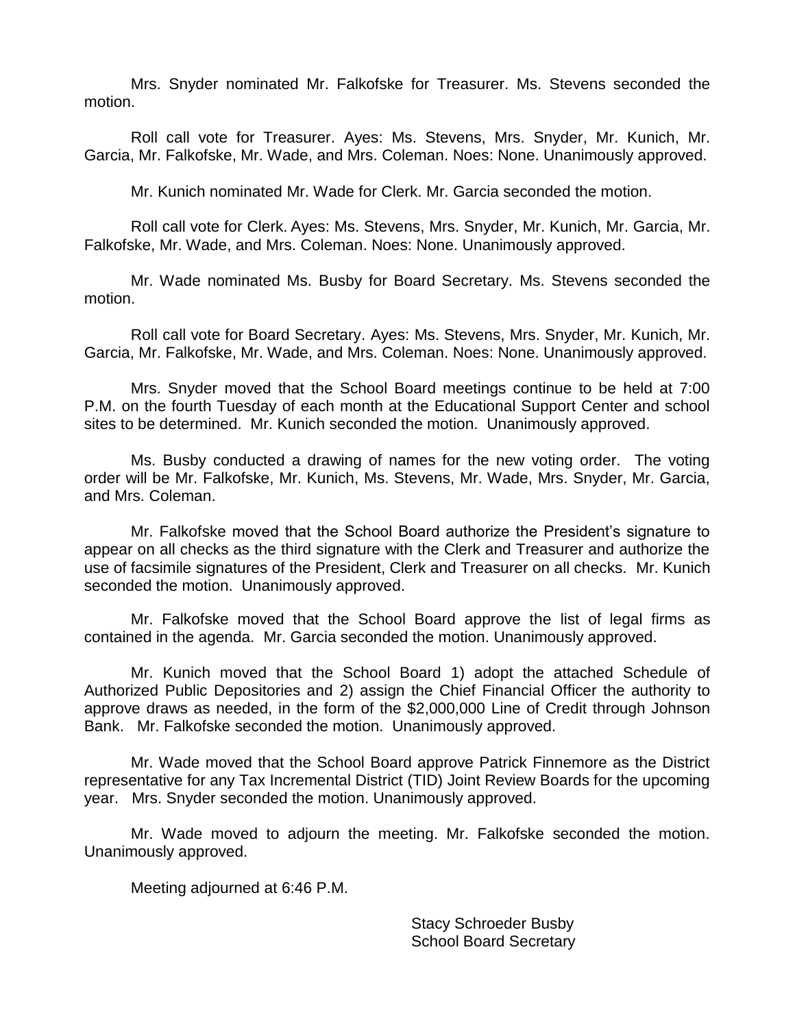Mrs. Snyder nominated Mr. Falkofske for Treasurer. Ms. Stevens seconded the motion.

Roll call vote for Treasurer. Ayes: Ms. Stevens, Mrs. Snyder, Mr. Kunich, Mr. Garcia, Mr. Falkofske, Mr. Wade, and Mrs. Coleman. Noes: None. Unanimously approved.

Mr. Kunich nominated Mr. Wade for Clerk. Mr. Garcia seconded the motion.

Roll call vote for Clerk. Ayes: Ms. Stevens, Mrs. Snyder, Mr. Kunich, Mr. Garcia, Mr. Falkofske, Mr. Wade, and Mrs. Coleman. Noes: None. Unanimously approved.

Mr. Wade nominated Ms. Busby for Board Secretary. Ms. Stevens seconded the motion.

Roll call vote for Board Secretary. Ayes: Ms. Stevens, Mrs. Snyder, Mr. Kunich, Mr. Garcia, Mr. Falkofske, Mr. Wade, and Mrs. Coleman. Noes: None. Unanimously approved.

Mrs. Snyder moved that the School Board meetings continue to be held at 7:00 P.M. on the fourth Tuesday of each month at the Educational Support Center and school sites to be determined. Mr. Kunich seconded the motion. Unanimously approved.

Ms. Busby conducted a drawing of names for the new voting order. The voting order will be Mr. Falkofske, Mr. Kunich, Ms. Stevens, Mr. Wade, Mrs. Snyder, Mr. Garcia, and Mrs. Coleman.

Mr. Falkofske moved that the School Board authorize the President's signature to appear on all checks as the third signature with the Clerk and Treasurer and authorize the use of facsimile signatures of the President, Clerk and Treasurer on all checks. Mr. Kunich seconded the motion. Unanimously approved.

Mr. Falkofske moved that the School Board approve the list of legal firms as contained in the agenda. Mr. Garcia seconded the motion. Unanimously approved.

Mr. Kunich moved that the School Board 1) adopt the attached Schedule of Authorized Public Depositories and 2) assign the Chief Financial Officer the authority to approve draws as needed, in the form of the $2,000,000 Line of Credit through Johnson Bank. Mr. Falkofske seconded the motion. Unanimously approved.

Mr. Wade moved that the School Board approve Patrick Finnemore as the District representative for any Tax Incremental District (TID) Joint Review Boards for the upcoming year. Mrs. Snyder seconded the motion. Unanimously approved.

Mr. Wade moved to adjourn the meeting. Mr. Falkofske seconded the motion. Unanimously approved.

Meeting adjourned at 6:46 P.M.

Stacy Schroeder Busby
School Board Secretary